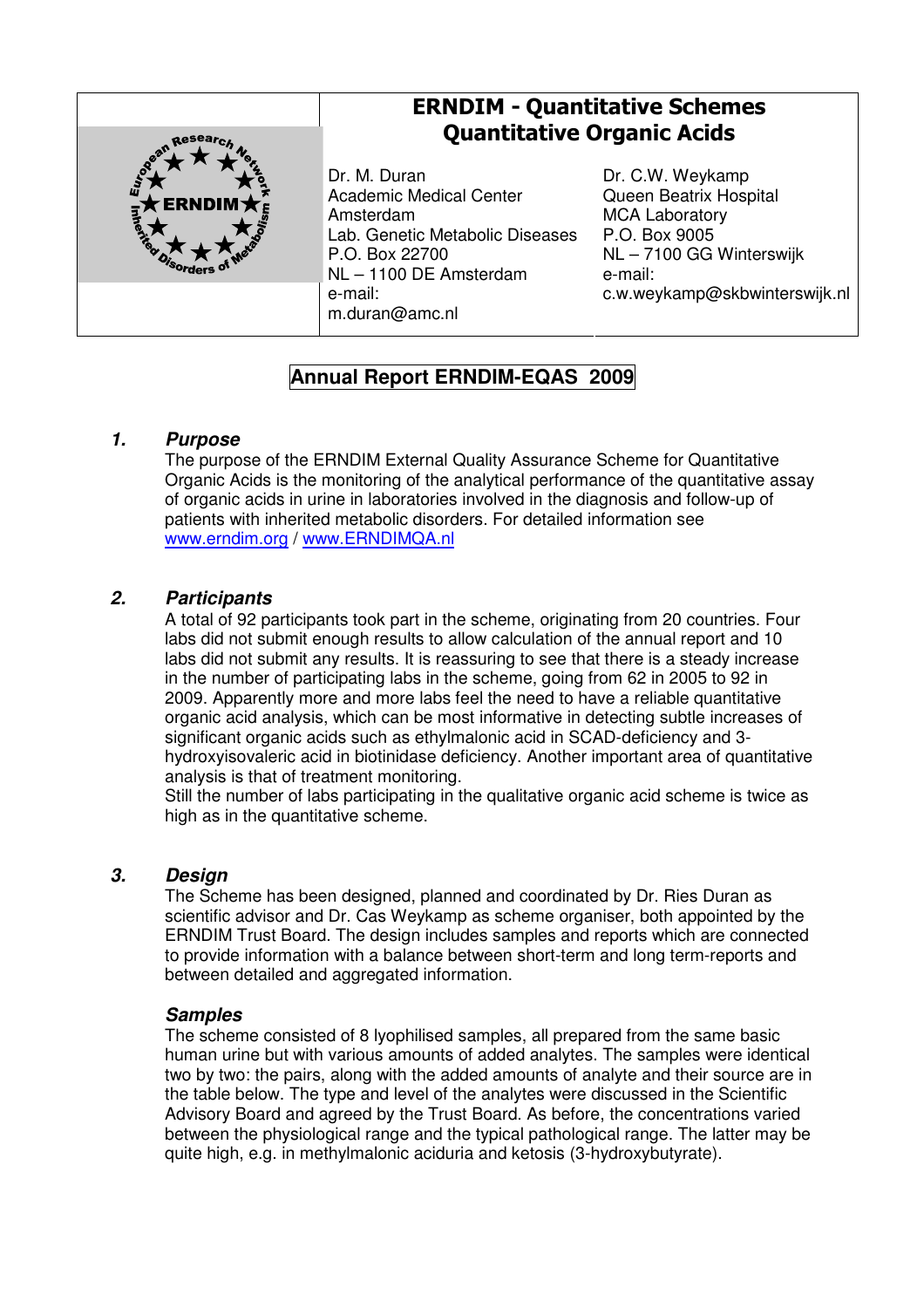# ERNDIM - Quantitative Schemes
## Quantitative Organic Acids

Dr. M. Duran
Academic Medical Center
Amsterdam
Lab. Genetic Metabolic Diseases
P.O. Box 22700
NL – 1100 DE Amsterdam
e-mail:
m.duran@amc.nl

Dr. C.W. Weykamp
Queen Beatrix Hospital
MCA Laboratory
P.O. Box 9005
NL – 7100 GG Winterswijk
e-mail:
c.w.weykamp@skbwinterswijk.nl

## Annual Report ERNDIM-EQAS 2009

### *1. Purpose*

The purpose of the ERNDIM External Quality Assurance Scheme for Quantitative Organic Acids is the monitoring of the analytical performance of the quantitative assay of organic acids in urine in laboratories involved in the diagnosis and follow-up of patients with inherited metabolic disorders. For detailed information see www.erndim.org / www.ERNDIMQA.nl

### *2. Participants*

A total of 92 participants took part in the scheme, originating from 20 countries. Four labs did not submit enough results to allow calculation of the annual report and 10 labs did not submit any results. It is reassuring to see that there is a steady increase in the number of participating labs in the scheme, going from 62 in 2005 to 92 in 2009. Apparently more and more labs feel the need to have a reliable quantitative organic acid analysis, which can be most informative in detecting subtle increases of significant organic acids such as ethylmalonic acid in SCAD-deficiency and 3-hydroxyisovaleric acid in biotinidase deficiency. Another important area of quantitative analysis is that of treatment monitoring.
Still the number of labs participating in the qualitative organic acid scheme is twice as high as in the quantitative scheme.

### *3. Design*

The Scheme has been designed, planned and coordinated by Dr. Ries Duran as scientific advisor and Dr. Cas Weykamp as scheme organiser, both appointed by the ERNDIM Trust Board. The design includes samples and reports which are connected to provide information with a balance between short-term and long term-reports and between detailed and aggregated information.

#### *Samples*

The scheme consisted of 8 lyophilised samples, all prepared from the same basic human urine but with various amounts of added analytes. The samples were identical two by two: the pairs, along with the added amounts of analyte and their source are in the table below. The type and level of the analytes were discussed in the Scientific Advisory Board and agreed by the Trust Board. As before, the concentrations varied between the physiological range and the typical pathological range. The latter may be quite high, e.g. in methylmalonic aciduria and ketosis (3-hydroxybutyrate).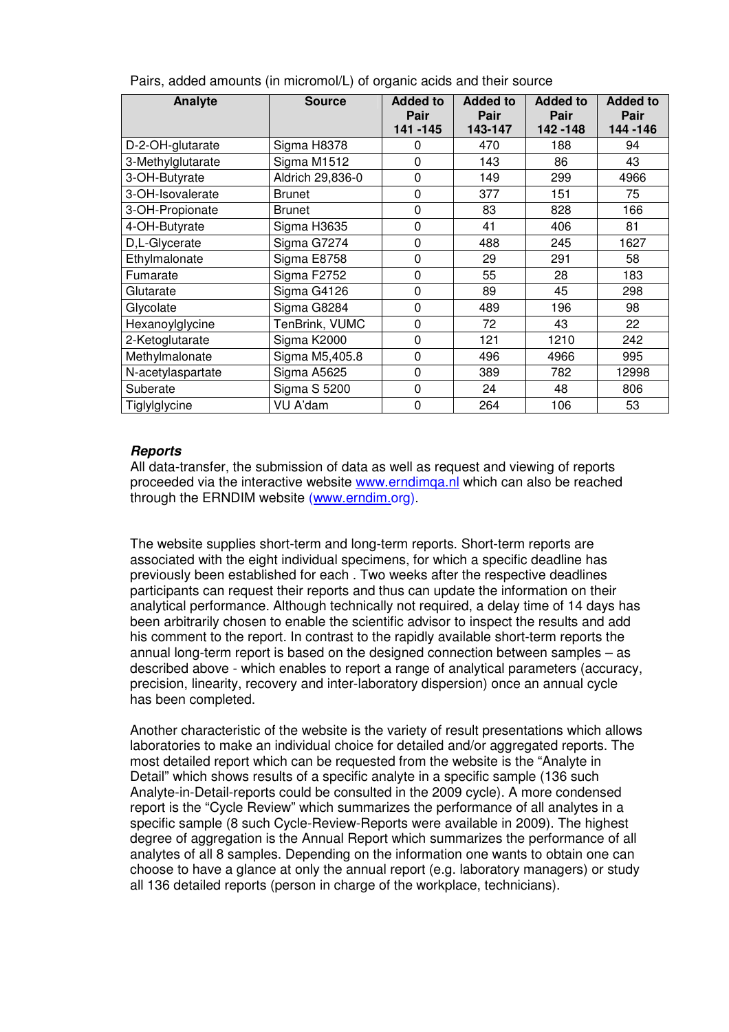Pairs, added amounts (in micromol/L) of organic acids and their source

| Analyte | Source | Added to Pair 141 -145 | Added to Pair 143-147 | Added to Pair 142 -148 | Added to Pair 144 -146 |
|---|---|---|---|---|---|
| D-2-OH-glutarate | Sigma H8378 | 0 | 470 | 188 | 94 |
| 3-Methylglutarate | Sigma M1512 | 0 | 143 | 86 | 43 |
| 3-OH-Butyrate | Aldrich 29,836-0 | 0 | 149 | 299 | 4966 |
| 3-OH-Isovalerate | Brunet | 0 | 377 | 151 | 75 |
| 3-OH-Propionate | Brunet | 0 | 83 | 828 | 166 |
| 4-OH-Butyrate | Sigma H3635 | 0 | 41 | 406 | 81 |
| D,L-Glycerate | Sigma G7274 | 0 | 488 | 245 | 1627 |
| Ethylmalonate | Sigma E8758 | 0 | 29 | 291 | 58 |
| Fumarate | Sigma F2752 | 0 | 55 | 28 | 183 |
| Glutarate | Sigma G4126 | 0 | 89 | 45 | 298 |
| Glycolate | Sigma G8284 | 0 | 489 | 196 | 98 |
| Hexanoylglycine | TenBrink, VUMC | 0 | 72 | 43 | 22 |
| 2-Ketoglutarate | Sigma K2000 | 0 | 121 | 1210 | 242 |
| Methylmalonate | Sigma M5,405.8 | 0 | 496 | 4966 | 995 |
| N-acetylaspartate | Sigma A5625 | 0 | 389 | 782 | 12998 |
| Suberate | Sigma S 5200 | 0 | 24 | 48 | 806 |
| Tiglylglycine | VU A'dam | 0 | 264 | 106 | 53 |

### *Reports*

All data-transfer, the submission of data as well as request and viewing of reports proceeded via the interactive website www.erndimqa.nl which can also be reached through the ERNDIM website (www.erndim.org).

The website supplies short-term and long-term reports. Short-term reports are associated with the eight individual specimens, for which a specific deadline has previously been established for each . Two weeks after the respective deadlines participants can request their reports and thus can update the information on their analytical performance. Although technically not required, a delay time of 14 days has been arbitrarily chosen to enable the scientific advisor to inspect the results and add his comment to the report. In contrast to the rapidly available short-term reports the annual long-term report is based on the designed connection between samples – as described above - which enables to report a range of analytical parameters (accuracy, precision, linearity, recovery and inter-laboratory dispersion) once an annual cycle has been completed.

Another characteristic of the website is the variety of result presentations which allows laboratories to make an individual choice for detailed and/or aggregated reports. The most detailed report which can be requested from the website is the "Analyte in Detail" which shows results of a specific analyte in a specific sample (136 such Analyte-in-Detail-reports could be consulted in the 2009 cycle). A more condensed report is the "Cycle Review" which summarizes the performance of all analytes in a specific sample (8 such Cycle-Review-Reports were available in 2009). The highest degree of aggregation is the Annual Report which summarizes the performance of all analytes of all 8 samples. Depending on the information one wants to obtain one can choose to have a glance at only the annual report (e.g. laboratory managers) or study all 136 detailed reports (person in charge of the workplace, technicians).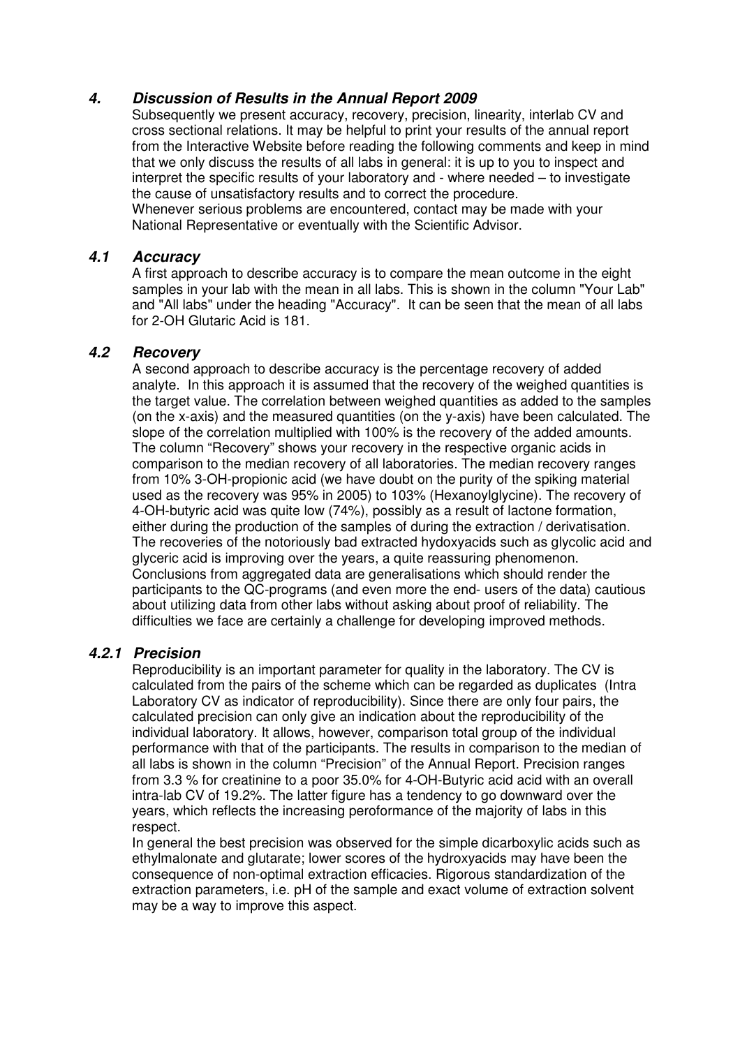## 4. Discussion of Results in the Annual Report 2009

Subsequently we present accuracy, recovery, precision, linearity, interlab CV and cross sectional relations. It may be helpful to print your results of the annual report from the Interactive Website before reading the following comments and keep in mind that we only discuss the results of all labs in general: it is up to you to inspect and interpret the specific results of your laboratory and - where needed – to investigate the cause of unsatisfactory results and to correct the procedure.
Whenever serious problems are encountered, contact may be made with your National Representative or eventually with the Scientific Advisor.

### 4.1 Accuracy

A first approach to describe accuracy is to compare the mean outcome in the eight samples in your lab with the mean in all labs. This is shown in the column "Your Lab" and "All labs" under the heading "Accuracy". It can be seen that the mean of all labs for 2-OH Glutaric Acid is 181.

### 4.2 Recovery

A second approach to describe accuracy is the percentage recovery of added analyte. In this approach it is assumed that the recovery of the weighed quantities is the target value. The correlation between weighed quantities as added to the samples (on the x-axis) and the measured quantities (on the y-axis) have been calculated. The slope of the correlation multiplied with 100% is the recovery of the added amounts. The column "Recovery" shows your recovery in the respective organic acids in comparison to the median recovery of all laboratories. The median recovery ranges from 10% 3-OH-propionic acid (we have doubt on the purity of the spiking material used as the recovery was 95% in 2005) to 103% (Hexanoylglycine). The recovery of 4-OH-butyric acid was quite low (74%), possibly as a result of lactone formation, either during the production of the samples of during the extraction / derivatisation. The recoveries of the notoriously bad extracted hydoxyacids such as glycolic acid and glyceric acid is improving over the years, a quite reassuring phenomenon.
Conclusions from aggregated data are generalisations which should render the participants to the QC-programs (and even more the end- users of the data) cautious about utilizing data from other labs without asking about proof of reliability. The difficulties we face are certainly a challenge for developing improved methods.

#### 4.2.1 Precision

Reproducibility is an important parameter for quality in the laboratory. The CV is calculated from the pairs of the scheme which can be regarded as duplicates (Intra Laboratory CV as indicator of reproducibility). Since there are only four pairs, the calculated precision can only give an indication about the reproducibility of the individual laboratory. It allows, however, comparison total group of the individual performance with that of the participants. The results in comparison to the median of all labs is shown in the column "Precision" of the Annual Report. Precision ranges from 3.3 % for creatinine to a poor 35.0% for 4-OH-Butyric acid acid with an overall intra-lab CV of 19.2%. The latter figure has a tendency to go downward over the years, which reflects the increasing peroformance of the majority of labs in this respect.
In general the best precision was observed for the simple dicarboxylic acids such as ethylmalonate and glutarate; lower scores of the hydroxyacids may have been the consequence of non-optimal extraction efficacies. Rigorous standardization of the extraction parameters, i.e. pH of the sample and exact volume of extraction solvent may be a way to improve this aspect.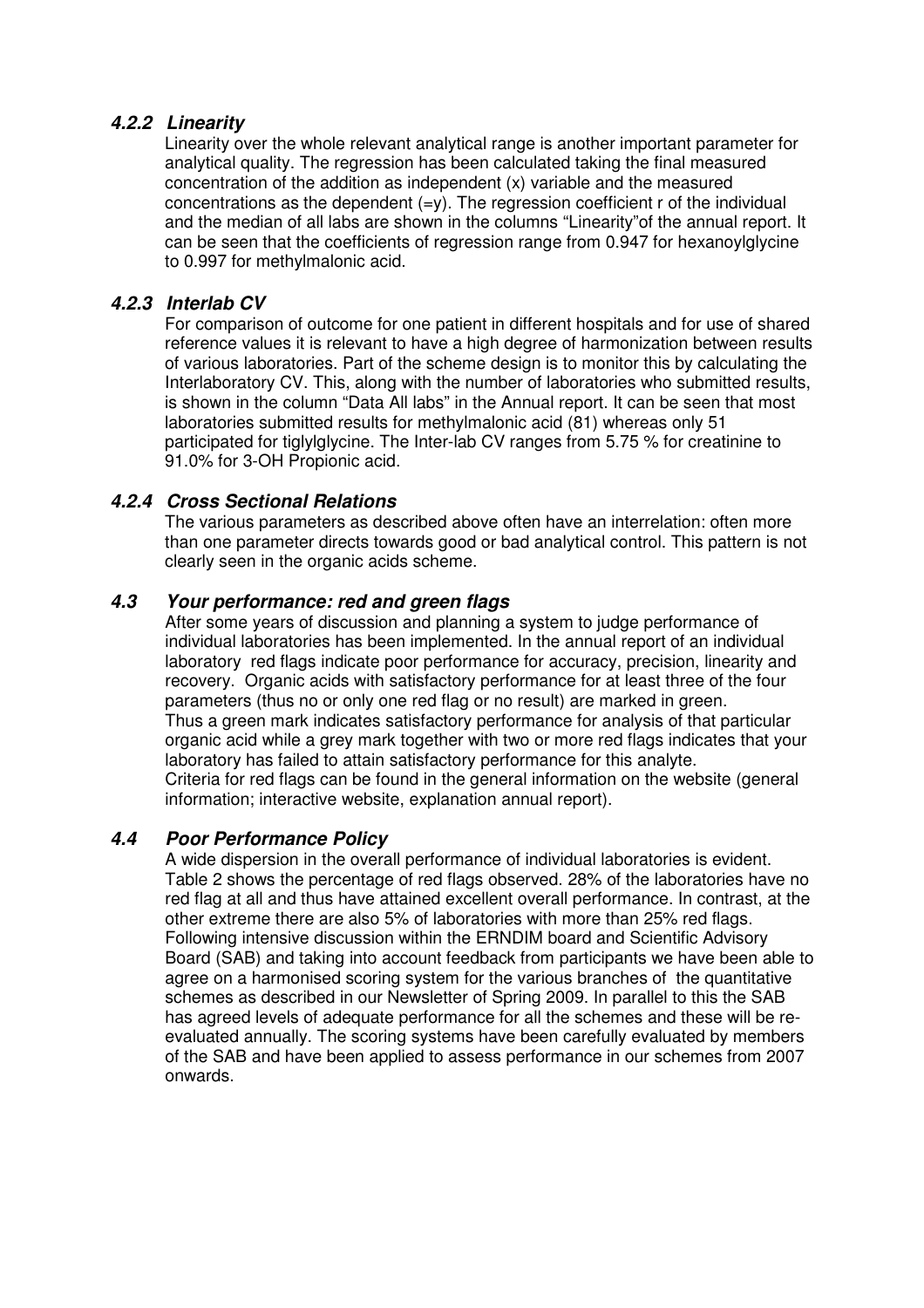#### *4.2.2 Linearity*

Linearity over the whole relevant analytical range is another important parameter for analytical quality. The regression has been calculated taking the final measured concentration of the addition as independent (x) variable and the measured concentrations as the dependent (=y). The regression coefficient r of the individual and the median of all labs are shown in the columns “Linearity”of the annual report. It can be seen that the coefficients of regression range from 0.947 for hexanoylglycine to 0.997 for methylmalonic acid.

#### *4.2.3 Interlab CV*

For comparison of outcome for one patient in different hospitals and for use of shared reference values it is relevant to have a high degree of harmonization between results of various laboratories. Part of the scheme design is to monitor this by calculating the Interlaboratory CV. This, along with the number of laboratories who submitted results, is shown in the column “Data All labs” in the Annual report. It can be seen that most laboratories submitted results for methylmalonic acid (81) whereas only 51 participated for tiglylglycine. The Inter-lab CV ranges from 5.75 % for creatinine to 91.0% for 3-OH Propionic acid.

#### *4.2.4 Cross Sectional Relations*

The various parameters as described above often have an interrelation: often more than one parameter directs towards good or bad analytical control. This pattern is not clearly seen in the organic acids scheme.

### *4.3 Your performance: red and green flags*

After some years of discussion and planning a system to judge performance of individual laboratories has been implemented. In the annual report of an individual laboratory red flags indicate poor performance for accuracy, precision, linearity and recovery. Organic acids with satisfactory performance for at least three of the four parameters (thus no or only one red flag or no result) are marked in green.
Thus a green mark indicates satisfactory performance for analysis of that particular organic acid while a grey mark together with two or more red flags indicates that your laboratory has failed to attain satisfactory performance for this analyte.
Criteria for red flags can be found in the general information on the website (general information; interactive website, explanation annual report).

### *4.4 Poor Performance Policy*

A wide dispersion in the overall performance of individual laboratories is evident. Table 2 shows the percentage of red flags observed. 28% of the laboratories have no red flag at all and thus have attained excellent overall performance. In contrast, at the other extreme there are also 5% of laboratories with more than 25% red flags. Following intensive discussion within the ERNDIM board and Scientific Advisory Board (SAB) and taking into account feedback from participants we have been able to agree on a harmonised scoring system for the various branches of the quantitative schemes as described in our Newsletter of Spring 2009. In parallel to this the SAB has agreed levels of adequate performance for all the schemes and these will be re-evaluated annually. The scoring systems have been carefully evaluated by members of the SAB and have been applied to assess performance in our schemes from 2007 onwards.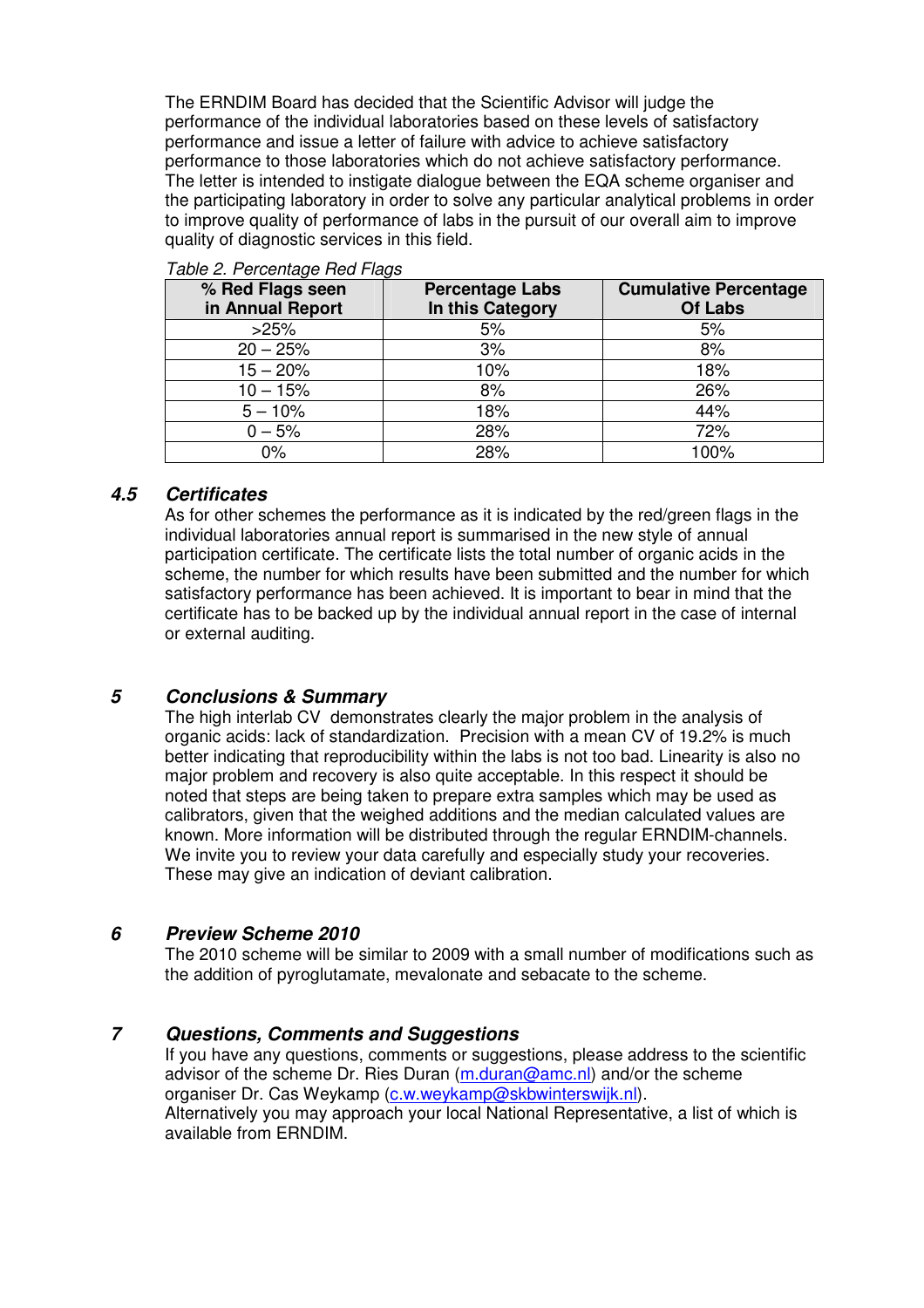The ERNDIM Board has decided that the Scientific Advisor will judge the performance of the individual laboratories based on these levels of satisfactory performance and issue a letter of failure with advice to achieve satisfactory performance to those laboratories which do not achieve satisfactory performance. The letter is intended to instigate dialogue between the EQA scheme organiser and the participating laboratory in order to solve any particular analytical problems in order to improve quality of performance of labs in the pursuit of our overall aim to improve quality of diagnostic services in this field.

*Table 2. Percentage Red Flags*

| % Red Flags seen in Annual Report | Percentage Labs In this Category | Cumulative Percentage Of Labs |
|---|---|---|
| >25% | 5% | 5% |
| 20 – 25% | 3% | 8% |
| 15 – 20% | 10% | 18% |
| 10 – 15% | 8% | 26% |
| 5 – 10% | 18% | 44% |
| 0 – 5% | 28% | 72% |
| 0% | 28% | 100% |

### *4.5 Certificates*

As for other schemes the performance as it is indicated by the red/green flags in the individual laboratories annual report is summarised in the new style of annual participation certificate. The certificate lists the total number of organic acids in the scheme, the number for which results have been submitted and the number for which satisfactory performance has been achieved. It is important to bear in mind that the certificate has to be backed up by the individual annual report in the case of internal or external auditing.

## *5 Conclusions & Summary*

The high interlab CV demonstrates clearly the major problem in the analysis of organic acids: lack of standardization. Precision with a mean CV of 19.2% is much better indicating that reproducibility within the labs is not too bad. Linearity is also no major problem and recovery is also quite acceptable. In this respect it should be noted that steps are being taken to prepare extra samples which may be used as calibrators, given that the weighed additions and the median calculated values are known. More information will be distributed through the regular ERNDIM-channels. We invite you to review your data carefully and especially study your recoveries. These may give an indication of deviant calibration.

## *6 Preview Scheme 2010*

The 2010 scheme will be similar to 2009 with a small number of modifications such as the addition of pyroglutamate, mevalonate and sebacate to the scheme.

## *7 Questions, Comments and Suggestions*

If you have any questions, comments or suggestions, please address to the scientific advisor of the scheme Dr. Ries Duran (m.duran@amc.nl) and/or the scheme organiser Dr. Cas Weykamp (c.w.weykamp@skbwinterswijk.nl).
Alternatively you may approach your local National Representative, a list of which is available from ERNDIM.